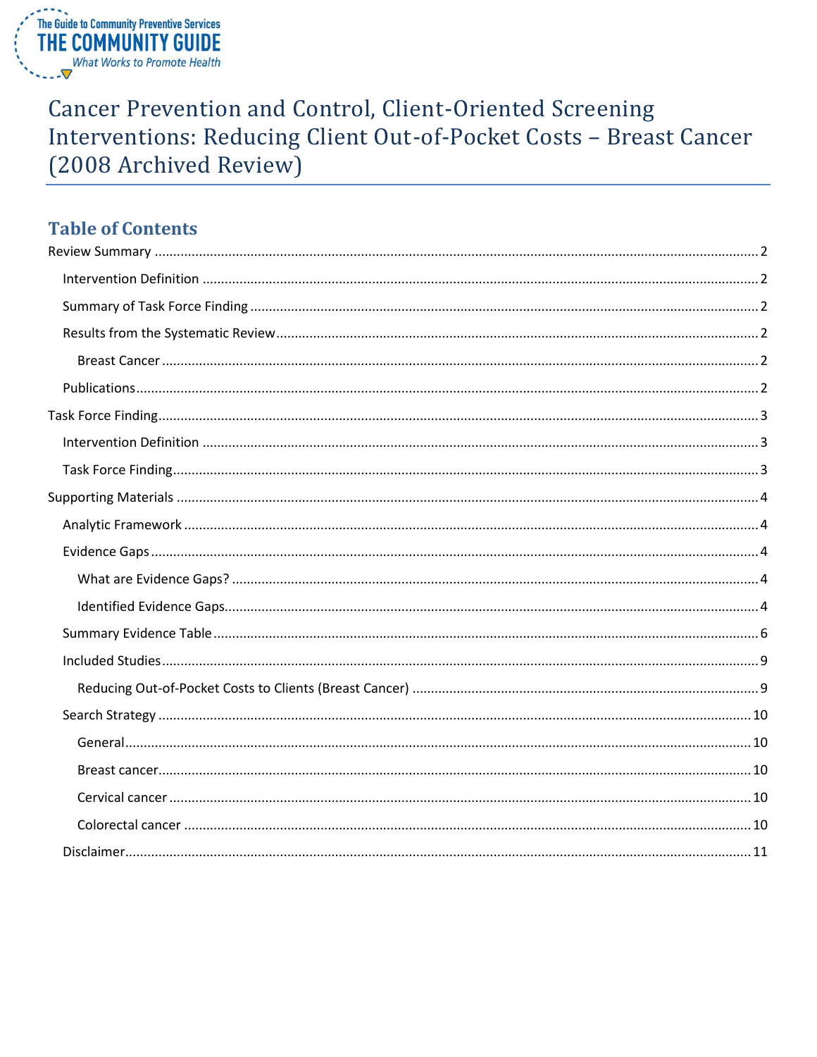The Guide to Community Preventive Services
THE COMMUNITY GUIDE
*What Works to Promote Health*

# Cancer Prevention and Control, Client-Oriented Screening Interventions: Reducing Client Out-of-Pocket Costs – Breast Cancer (2008 Archived Review)

## Table of Contents

Review Summary ..... 2
- Intervention Definition ..... 2
- Summary of Task Force Finding ..... 2
- Results from the Systematic Review ..... 2
  - Breast Cancer ..... 2
- Publications ..... 2

Task Force Finding ..... 3
- Intervention Definition ..... 3
- Task Force Finding ..... 3

Supporting Materials ..... 4
- Analytic Framework ..... 4
- Evidence Gaps ..... 4
  - What are Evidence Gaps? ..... 4
  - Identified Evidence Gaps ..... 4
- Summary Evidence Table ..... 6
- Included Studies ..... 9
  - Reducing Out-of-Pocket Costs to Clients (Breast Cancer) ..... 9
- Search Strategy ..... 10
  - General ..... 10
  - Breast cancer ..... 10
  - Cervical cancer ..... 10
  - Colorectal cancer ..... 10
- Disclaimer ..... 11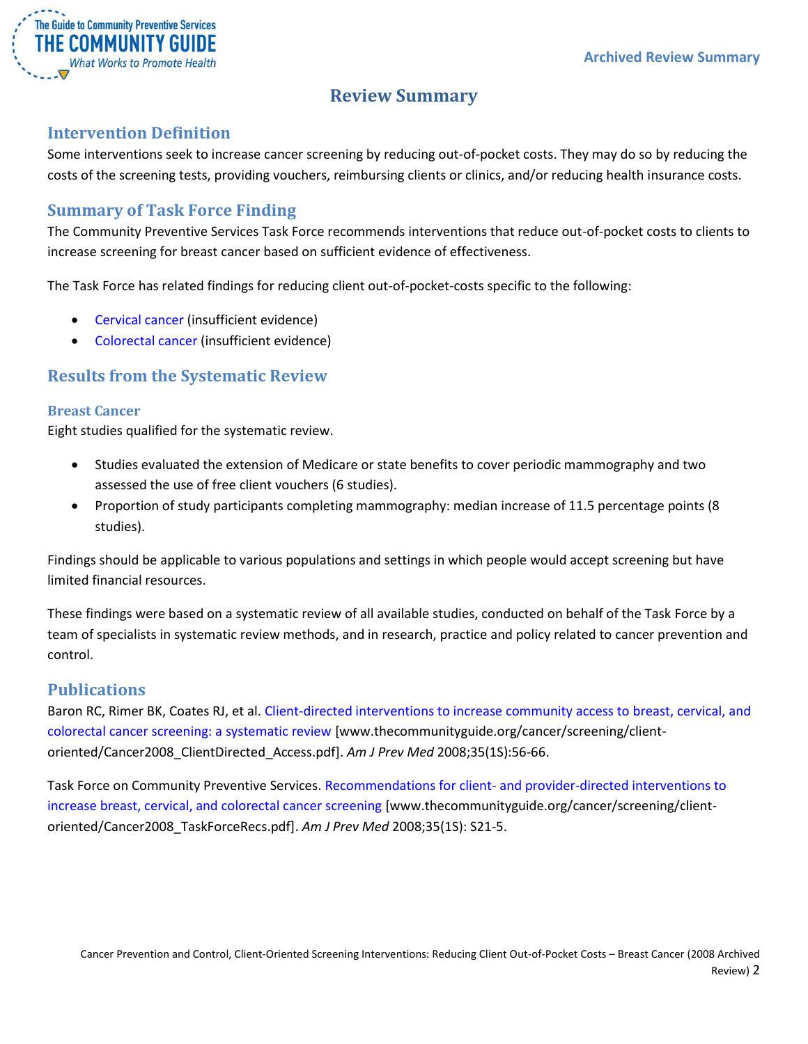# Review Summary

## Intervention Definition

Some interventions seek to increase cancer screening by reducing out-of-pocket costs. They may do so by reducing the costs of the screening tests, providing vouchers, reimbursing clients or clinics, and/or reducing health insurance costs.

## Summary of Task Force Finding

The Community Preventive Services Task Force recommends interventions that reduce out-of-pocket costs to clients to increase screening for breast cancer based on sufficient evidence of effectiveness.

The Task Force has related findings for reducing client out-of-pocket-costs specific to the following:

- Cervical cancer (insufficient evidence)
- Colorectal cancer (insufficient evidence)

## Results from the Systematic Review

### Breast Cancer

Eight studies qualified for the systematic review.

- Studies evaluated the extension of Medicare or state benefits to cover periodic mammography and two assessed the use of free client vouchers (6 studies).
- Proportion of study participants completing mammography: median increase of 11.5 percentage points (8 studies).

Findings should be applicable to various populations and settings in which people would accept screening but have limited financial resources.

These findings were based on a systematic review of all available studies, conducted on behalf of the Task Force by a team of specialists in systematic review methods, and in research, practice and policy related to cancer prevention and control.

## Publications

Baron RC, Rimer BK, Coates RJ, et al. Client-directed interventions to increase community access to breast, cervical, and colorectal cancer screening: a systematic review [www.thecommunityguide.org/cancer/screening/client-oriented/Cancer2008_ClientDirected_Access.pdf]. *Am J Prev Med* 2008;35(1S):56-66.

Task Force on Community Preventive Services. Recommendations for client- and provider-directed interventions to increase breast, cervical, and colorectal cancer screening [www.thecommunityguide.org/cancer/screening/client-oriented/Cancer2008_TaskForceRecs.pdf]. *Am J Prev Med* 2008;35(1S): S21-5.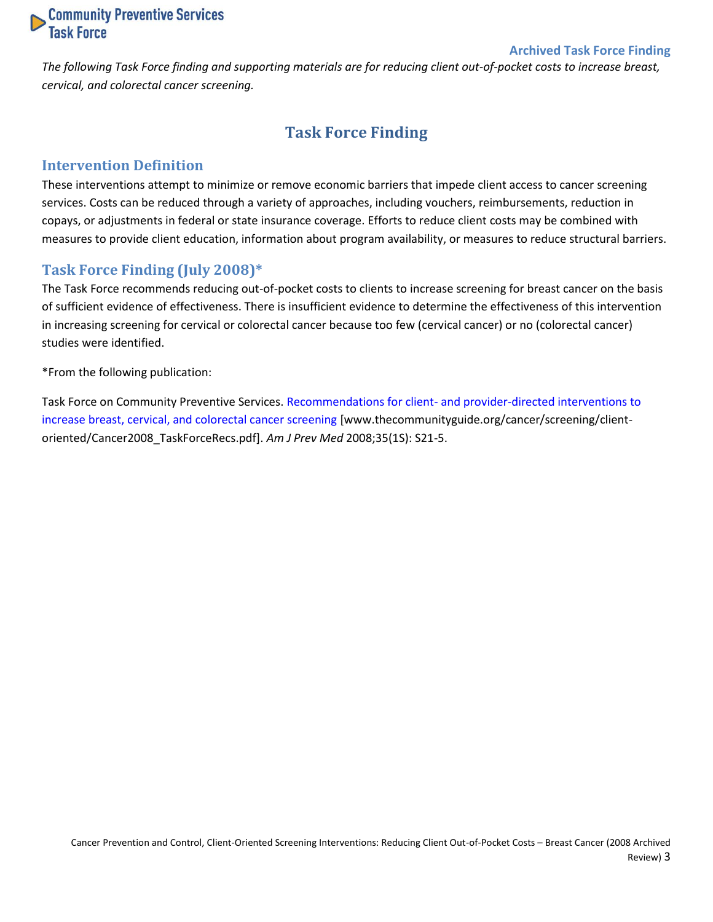The following Task Force finding and supporting materials are for reducing client out-of-pocket costs to increase breast, cervical, and colorectal cancer screening.

# Task Force Finding

## Intervention Definition

These interventions attempt to minimize or remove economic barriers that impede client access to cancer screening services. Costs can be reduced through a variety of approaches, including vouchers, reimbursements, reduction in copays, or adjustments in federal or state insurance coverage. Efforts to reduce client costs may be combined with measures to provide client education, information about program availability, or measures to reduce structural barriers.

## Task Force Finding (July 2008)*

The Task Force recommends reducing out-of-pocket costs to clients to increase screening for breast cancer on the basis of sufficient evidence of effectiveness. There is insufficient evidence to determine the effectiveness of this intervention in increasing screening for cervical or colorectal cancer because too few (cervical cancer) or no (colorectal cancer) studies were identified.

*From the following publication:

Task Force on Community Preventive Services. Recommendations for client- and provider-directed interventions to increase breast, cervical, and colorectal cancer screening [www.thecommunityguide.org/cancer/screening/client-oriented/Cancer2008_TaskForceRecs.pdf]. *Am J Prev Med* 2008;35(1S): S21-5.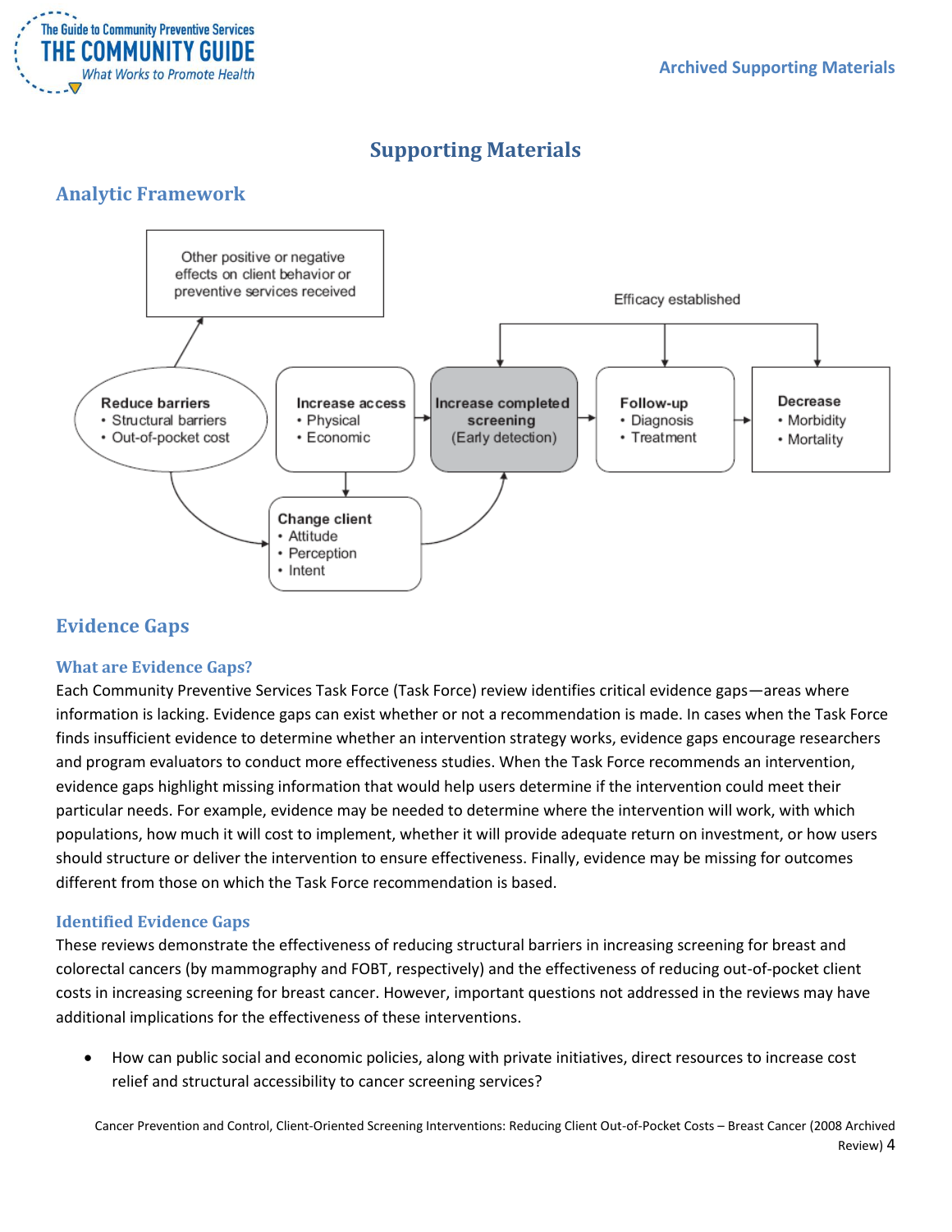# Supporting Materials

## Analytic Framework

Other positive or negative effects on client behavior or preventive services received

Efficacy established

**Reduce barriers**
- Structural barriers
- Out-of-pocket cost

**Increase access**
- Physical
- Economic

**Increase completed screening**
(Early detection)

**Follow-up**
- Diagnosis
- Treatment

**Decrease**
- Morbidity
- Mortality

**Change client**
- Attitude
- Perception
- Intent

## Evidence Gaps

### What are Evidence Gaps?

Each Community Preventive Services Task Force (Task Force) review identifies critical evidence gaps—areas where information is lacking. Evidence gaps can exist whether or not a recommendation is made. In cases when the Task Force finds insufficient evidence to determine whether an intervention strategy works, evidence gaps encourage researchers and program evaluators to conduct more effectiveness studies. When the Task Force recommends an intervention, evidence gaps highlight missing information that would help users determine if the intervention could meet their particular needs. For example, evidence may be needed to determine where the intervention will work, with which populations, how much it will cost to implement, whether it will provide adequate return on investment, or how users should structure or deliver the intervention to ensure effectiveness. Finally, evidence may be missing for outcomes different from those on which the Task Force recommendation is based.

### Identified Evidence Gaps

These reviews demonstrate the effectiveness of reducing structural barriers in increasing screening for breast and colorectal cancers (by mammography and FOBT, respectively) and the effectiveness of reducing out-of-pocket client costs in increasing screening for breast cancer. However, important questions not addressed in the reviews may have additional implications for the effectiveness of these interventions.

- How can public social and economic policies, along with private initiatives, direct resources to increase cost relief and structural accessibility to cancer screening services?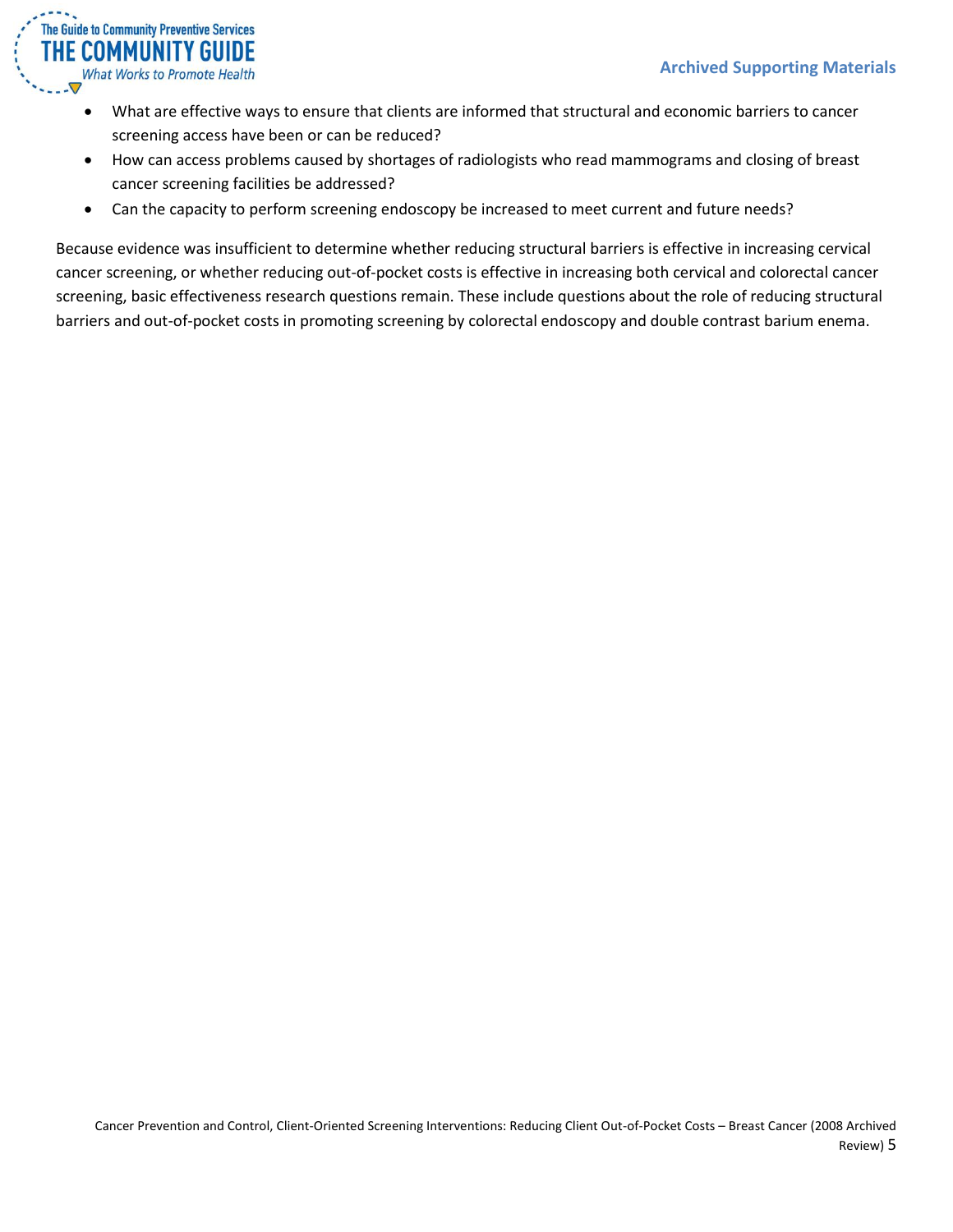- What are effective ways to ensure that clients are informed that structural and economic barriers to cancer screening access have been or can be reduced?
- How can access problems caused by shortages of radiologists who read mammograms and closing of breast cancer screening facilities be addressed?
- Can the capacity to perform screening endoscopy be increased to meet current and future needs?

Because evidence was insufficient to determine whether reducing structural barriers is effective in increasing cervical cancer screening, or whether reducing out-of-pocket costs is effective in increasing both cervical and colorectal cancer screening, basic effectiveness research questions remain. These include questions about the role of reducing structural barriers and out-of-pocket costs in promoting screening by colorectal endoscopy and double contrast barium enema.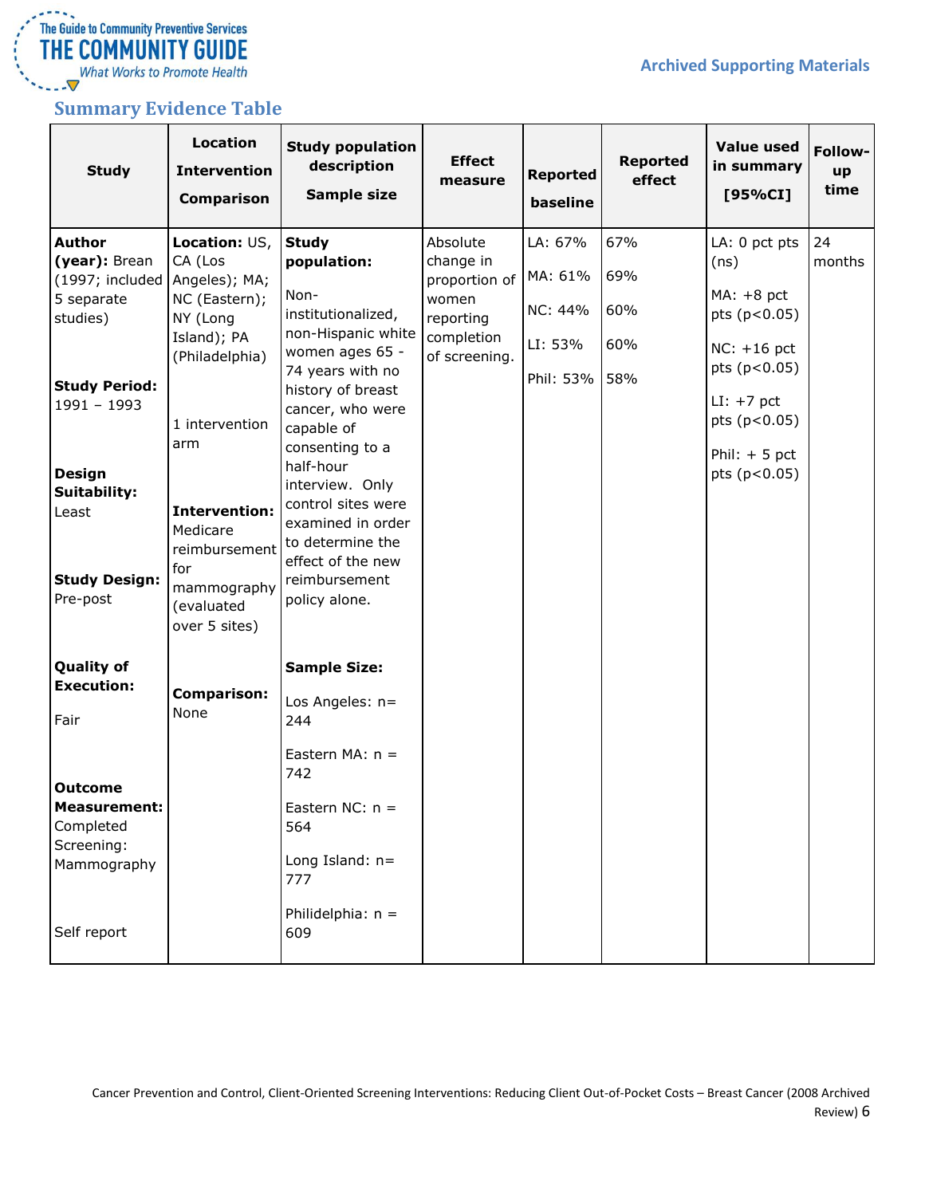## Summary Evidence Table

| Study | Location<br>Intervention<br>Comparison | Study population description<br>Sample size | Effect measure | Reported baseline | Reported effect | Value used in summary [95%CI] | Follow-up time |
|---|---|---|---|---|---|---|---|
| **Author (year):** Brean (1997; included 5 separate studies)<br><br>**Study Period:** 1991 – 1993<br><br>**Design Suitability:** Least<br><br>**Study Design:** Pre-post<br><br>**Quality of Execution:** Fair<br><br>**Outcome Measurement:** Completed Screening: Mammography<br><br>Self report | **Location:** US, CA (Los Angeles); MA; NC (Eastern); NY (Long Island); PA (Philadelphia)<br><br>1 intervention arm<br><br>**Intervention:** Medicare reimbursement for mammography (evaluated over 5 sites)<br><br>**Comparison:** None | **Study population:**<br><br>Non-institutionalized, non-Hispanic white women ages 65 - 74 years with no history of breast cancer, who were capable of consenting to a half-hour interview. Only control sites were examined in order to determine the effect of the new reimbursement policy alone.<br><br>**Sample Size:**<br><br>Los Angeles: n= 244<br><br>Eastern MA: n = 742<br><br>Eastern NC: n = 564<br><br>Long Island: n= 777<br><br>Philidelphia: n = 609 | Absolute change in proportion of women reporting completion of screening. | LA: 67%<br><br>MA: 61%<br><br>NC: 44%<br><br>LI: 53%<br><br>Phil: 53% | 67%<br><br>69%<br><br>60%<br><br>60%<br><br>58% | LA: 0 pct pts (ns)<br><br>MA: +8 pct pts ($p<0.05$)<br><br>NC: +16 pct pts ($p<0.05$)<br><br>LI: +7 pct pts ($p<0.05$)<br><br>Phil: + 5 pct pts ($p<0.05$) | 24 months |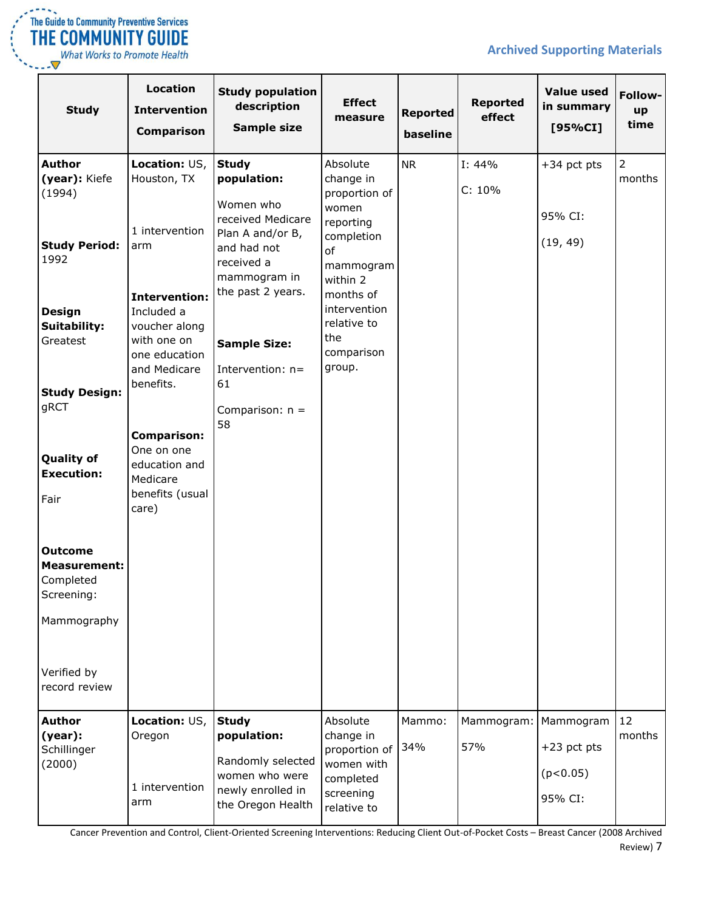| Study | Location<br>Intervention<br>Comparison | Study population description<br>Sample size | Effect measure | Reported baseline | Reported effect | Value used in summary [95%CI] | Follow-up time |
|---|---|---|---|---|---|---|---|
| **Author (year):** Kiefe (1994)<br><br>**Study Period:** 1992<br><br>**Design Suitability:** Greatest<br><br>**Study Design:** gRCT<br><br>**Quality of Execution:**<br>Fair<br><br>**Outcome Measurement:** Completed Screening:<br>Mammography<br><br>Verified by record review | **Location:** US, Houston, TX<br><br>1 intervention arm<br><br>**Intervention:** Included a voucher along with one on one education and Medicare benefits.<br><br>**Comparison:** One on one education and Medicare benefits (usual care) | **Study population:**<br>Women who received Medicare Plan A and/or B, and had not received a mammogram in the past 2 years.<br><br>**Sample Size:**<br>Intervention: n= 61<br>Comparison: n = 58 | Absolute change in proportion of women reporting completion of mammogram within 2 months of intervention relative to the comparison group. | NR | I: 44%<br>C: 10% | +34 pct pts<br><br>95% CI:<br>(19, 49) | 2 months |
| **Author (year):** Schillinger (2000) | **Location:** US, Oregon<br><br>1 intervention arm | **Study population:**<br>Randomly selected women who were newly enrolled in the Oregon Health | Absolute change in proportion of women with completed screening relative to | Mammo:<br>34% | Mammogram:<br>57% | Mammogram<br>+23 pct pts<br>($p<0.05$)<br>95% CI: | 12 months |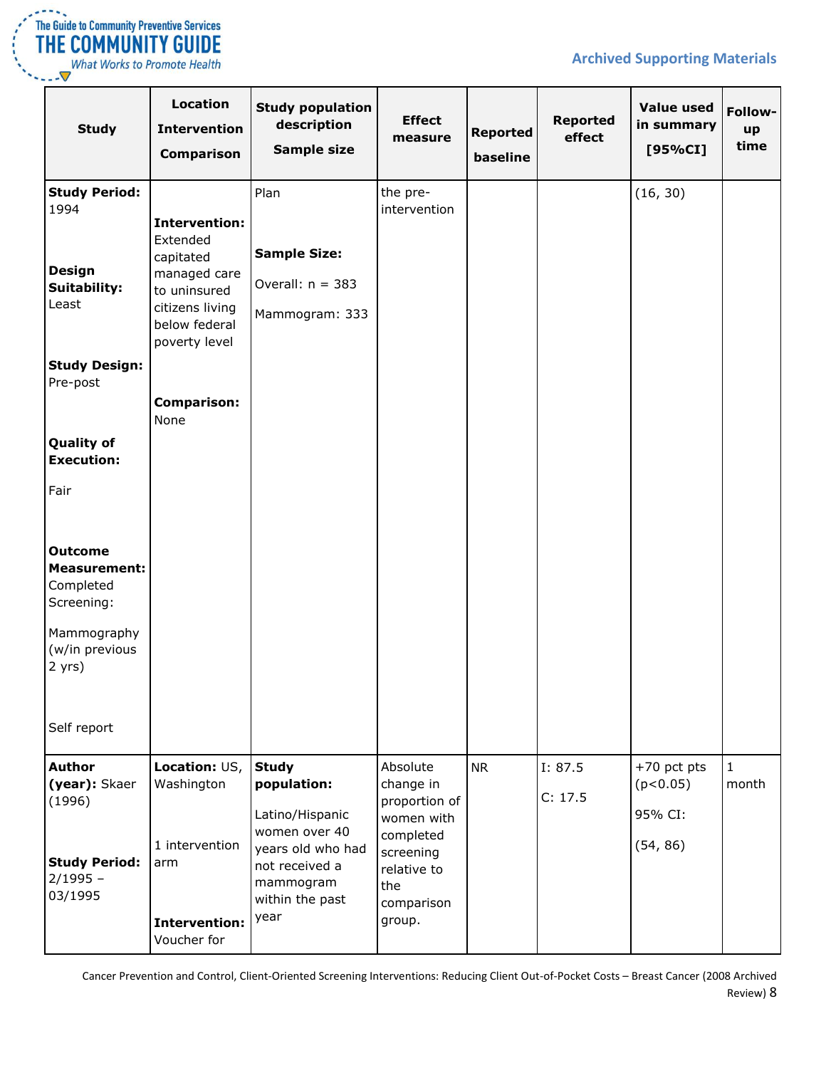| Study | Location<br>Intervention<br>Comparison | Study population description<br>Sample size | Effect measure | Reported baseline | Reported effect | Value used in summary [95%CI] | Follow-up time |
|---|---|---|---|---|---|---|---|
| **Study Period:** 1994<br><br>**Design Suitability:** Least<br><br>**Study Design:** Pre-post<br><br>**Quality of Execution:**<br><br>Fair<br><br>**Outcome Measurement:** Completed Screening:<br><br>Mammography (w/in previous 2 yrs)<br><br>Self report | **Intervention:** Extended capitated managed care to uninsured citizens living below federal poverty level<br><br>**Comparison:** None | Plan<br><br>**Sample Size:**<br><br>Overall: n = 383<br><br>Mammogram: 333 | the pre-intervention | | | (16, 30) | |
| **Author (year):** Skaer (1996)<br><br>**Study Period:** 2/1995 – 03/1995 | **Location:** US, Washington<br><br>1 intervention arm<br><br>**Intervention:** Voucher for | **Study population:**<br><br>Latino/Hispanic women over 40 years old who had not received a mammogram within the past year | Absolute change in proportion of women with completed screening relative to the comparison group. | NR | I: 87.5<br><br>C: 17.5 | +70 pct pts (p<0.05)<br><br>95% CI:<br><br>(54, 86) | 1 month |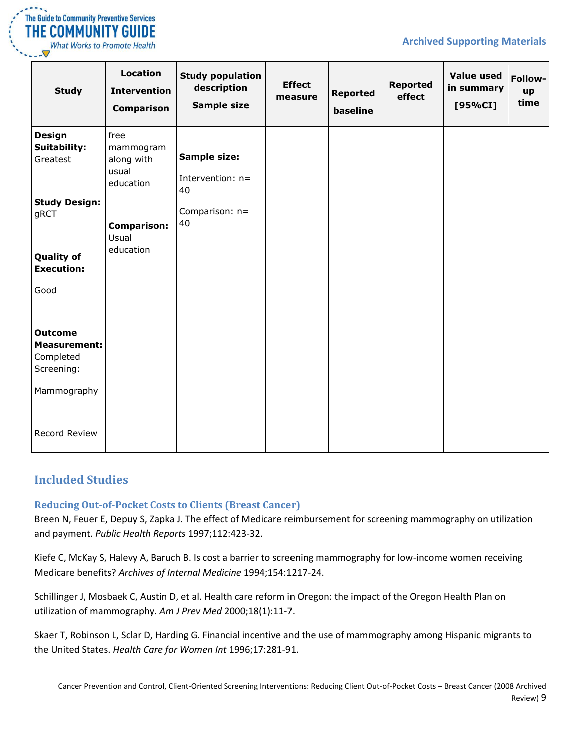| Study | Location<br>Intervention<br>Comparison | Study population description<br>Sample size | Effect measure | Reported baseline | Reported effect | Value used in summary [95%CI] | Follow-up time |
|---|---|---|---|---|---|---|---|
| **Design Suitability:** Greatest<br><br>**Study Design:** gRCT<br><br>**Quality of Execution:**<br>Good<br><br>**Outcome Measurement:** Completed Screening:<br>Mammography<br><br>Record Review | free mammogram along with usual education<br><br>**Comparison:** Usual education | **Sample size:**<br>Intervention: n= 40<br>Comparison: n= 40 | | | | | |

## Included Studies

### Reducing Out-of-Pocket Costs to Clients (Breast Cancer)

Breen N, Feuer E, Depuy S, Zapka J. The effect of Medicare reimbursement for screening mammography on utilization and payment. *Public Health Reports* 1997;112:423-32.

Kiefe C, McKay S, Halevy A, Baruch B. Is cost a barrier to screening mammography for low-income women receiving Medicare benefits? *Archives of Internal Medicine* 1994;154:1217-24.

Schillinger J, Mosbaek C, Austin D, et al. Health care reform in Oregon: the impact of the Oregon Health Plan on utilization of mammography. *Am J Prev Med* 2000;18(1):11-7.

Skaer T, Robinson L, Sclar D, Harding G. Financial incentive and the use of mammography among Hispanic migrants to the United States. *Health Care for Women Int* 1996;17:281-91.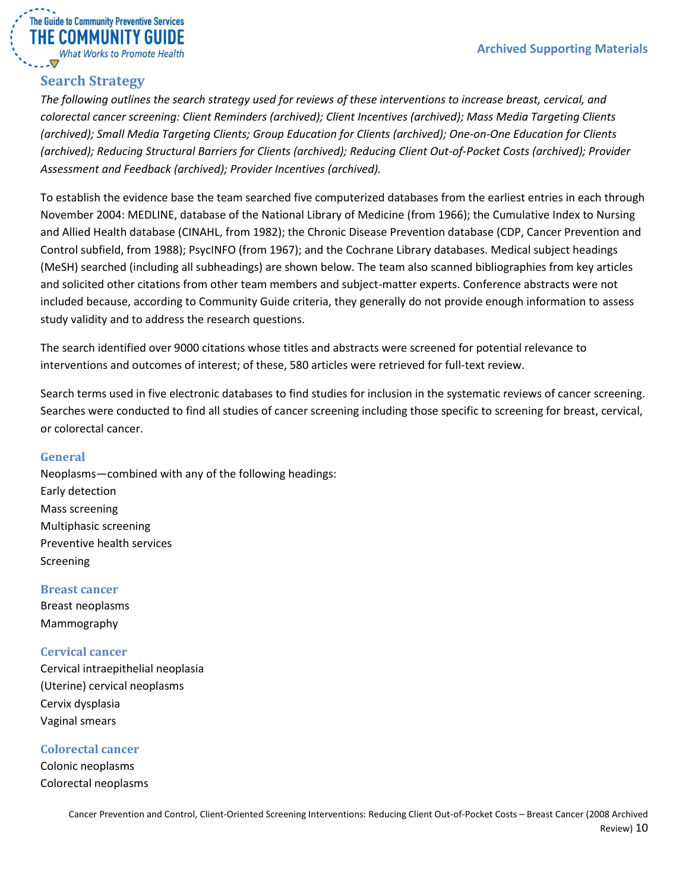## Search Strategy

*The following outlines the search strategy used for reviews of these interventions to increase breast, cervical, and colorectal cancer screening: Client Reminders (archived); Client Incentives (archived); Mass Media Targeting Clients (archived); Small Media Targeting Clients; Group Education for Clients (archived); One-on-One Education for Clients (archived); Reducing Structural Barriers for Clients (archived); Reducing Client Out-of-Pocket Costs (archived); Provider Assessment and Feedback (archived); Provider Incentives (archived).*

To establish the evidence base the team searched five computerized databases from the earliest entries in each through November 2004: MEDLINE, database of the National Library of Medicine (from 1966); the Cumulative Index to Nursing and Allied Health database (CINAHL, from 1982); the Chronic Disease Prevention database (CDP, Cancer Prevention and Control subfield, from 1988); PsycINFO (from 1967); and the Cochrane Library databases. Medical subject headings (MeSH) searched (including all subheadings) are shown below. The team also scanned bibliographies from key articles and solicited other citations from other team members and subject-matter experts. Conference abstracts were not included because, according to Community Guide criteria, they generally do not provide enough information to assess study validity and to address the research questions.

The search identified over 9000 citations whose titles and abstracts were screened for potential relevance to interventions and outcomes of interest; of these, 580 articles were retrieved for full-text review.

Search terms used in five electronic databases to find studies for inclusion in the systematic reviews of cancer screening. Searches were conducted to find all studies of cancer screening including those specific to screening for breast, cervical, or colorectal cancer.

### General

Neoplasms—combined with any of the following headings:
Early detection
Mass screening
Multiphasic screening
Preventive health services
Screening

### Breast cancer

Breast neoplasms
Mammography

### Cervical cancer

Cervical intraepithelial neoplasia
(Uterine) cervical neoplasms
Cervix dysplasia
Vaginal smears

### Colorectal cancer

Colonic neoplasms
Colorectal neoplasms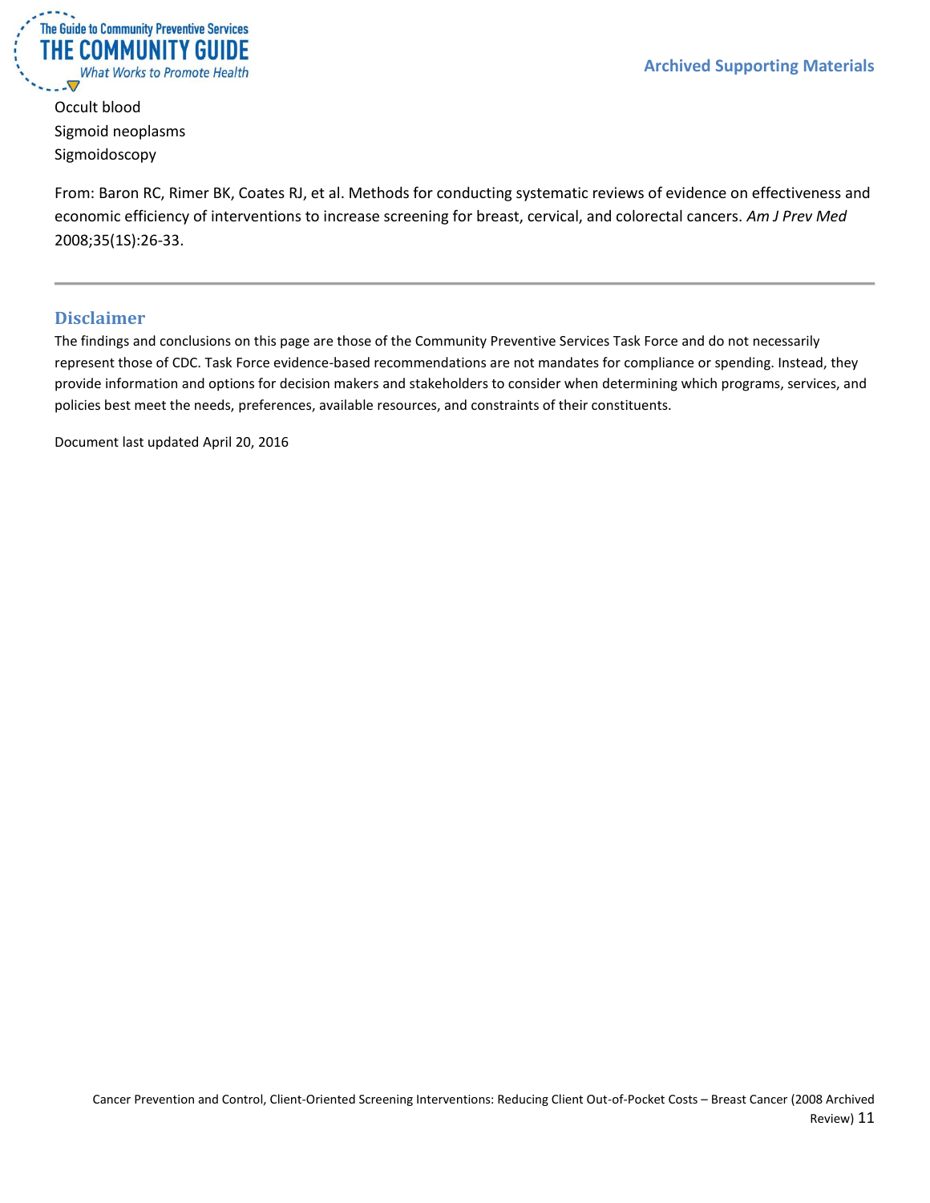Occult blood
Sigmoid neoplasms
Sigmoidoscopy

From: Baron RC, Rimer BK, Coates RJ, et al. Methods for conducting systematic reviews of evidence on effectiveness and economic efficiency of interventions to increase screening for breast, cervical, and colorectal cancers. *Am J Prev Med* 2008;35(1S):26-33.

---

## Disclaimer

The findings and conclusions on this page are those of the Community Preventive Services Task Force and do not necessarily represent those of CDC. Task Force evidence-based recommendations are not mandates for compliance or spending. Instead, they provide information and options for decision makers and stakeholders to consider when determining which programs, services, and policies best meet the needs, preferences, available resources, and constraints of their constituents.

Document last updated April 20, 2016